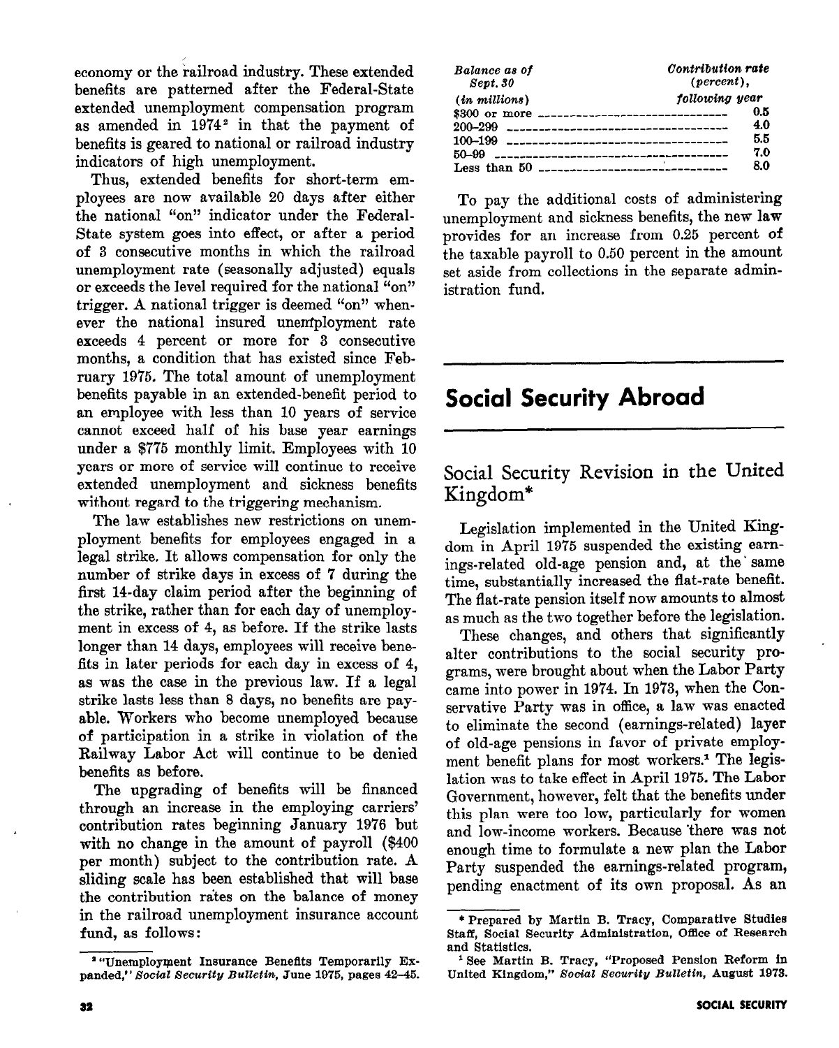economy or the railroad industry. These extended benefits are patterned after the Federal-State extended unemployment compensation program as amended in 1974[2] in that the payment of benefits is geared to national or railroad industry indicators of high unemployment.

Thus, extended benefits for short-term employees are now available 20 days after either the national "on" indicator under the Federal-State system goes into effect, or after a period of 3 consecutive months in which the railroad unemployment rate (seasonally adjusted) equals or exceeds the level required for the national "on" trigger. A national trigger is deemed "on" whenever the national insured unemployment rate exceeds 4 percent or more for 3 consecutive months, a condition that has existed since February 1975. The total amount of unemployment benefits payable in an extended-benefit period to an employee with less than 10 years of service cannot exceed half of his base year earnings under a $775 monthly limit. Employees with 10 years or more of service will continue to receive extended unemployment and sickness benefits without regard to the triggering mechanism.

The law establishes new restrictions on unemployment benefits for employees engaged in a legal strike. It allows compensation for only the number of strike days in excess of 7 during the first 14-day claim period after the beginning of the strike, rather than for each day of unemployment in excess of 4, as before. If the strike lasts longer than 14 days, employees will receive benefits in later periods for each day in excess of 4, as was the case in the previous law. If a legal strike lasts less than 8 days, no benefits are payable. Workers who become unemployed because of participation in a strike in violation of the Railway Labor Act will continue to be denied benefits as before.

The upgrading of benefits will be financed through an increase in the employing carriers' contribution rates beginning January 1976 but with no change in the amount of payroll ($400 per month) subject to the contribution rate. A sliding scale has been established that will base the contribution rates on the balance of money in the railroad unemployment insurance account fund, as follows:

| *Balance as of Sept. 30 (in millions)* | *Contribution rate (percent), following year* |
|---|---|
| $300 or more | 0.5 |
| 200–299 | 4.0 |
| 100–199 | 5.5 |
| 50–99 | 7.0 |
| Less than 50 | 8.0 |

To pay the additional costs of administering unemployment and sickness benefits, the new law provides for an increase from 0.25 percent of the taxable payroll to 0.50 percent in the amount set aside from collections in the separate administration fund.

[2] "Unemployment Insurance Benefits Temporarily Expanded," *Social Security Bulletin*, June 1975, pages 42–45.

# Social Security Abroad

## Social Security Revision in the United Kingdom*

Legislation implemented in the United Kingdom in April 1975 suspended the existing earnings-related old-age pension and, at the same time, substantially increased the flat-rate benefit. The flat-rate pension itself now amounts to almost as much as the two together before the legislation.

These changes, and others that significantly alter contributions to the social security programs, were brought about when the Labor Party came into power in 1974. In 1973, when the Conservative Party was in office, a law was enacted to eliminate the second (earnings-related) layer of old-age pensions in favor of private employment benefit plans for most workers.[1] The legislation was to take effect in April 1975. The Labor Government, however, felt that the benefits under this plan were too low, particularly for women and low-income workers. Because there was not enough time to formulate a new plan the Labor Party suspended the earnings-related program, pending enactment of its own proposal. As an

\* Prepared by Martin B. Tracy, Comparative Studies Staff, Social Security Administration, Office of Research and Statistics.

[1] See Martin B. Tracy, "Proposed Pension Reform in United Kingdom," *Social Security Bulletin*, August 1973.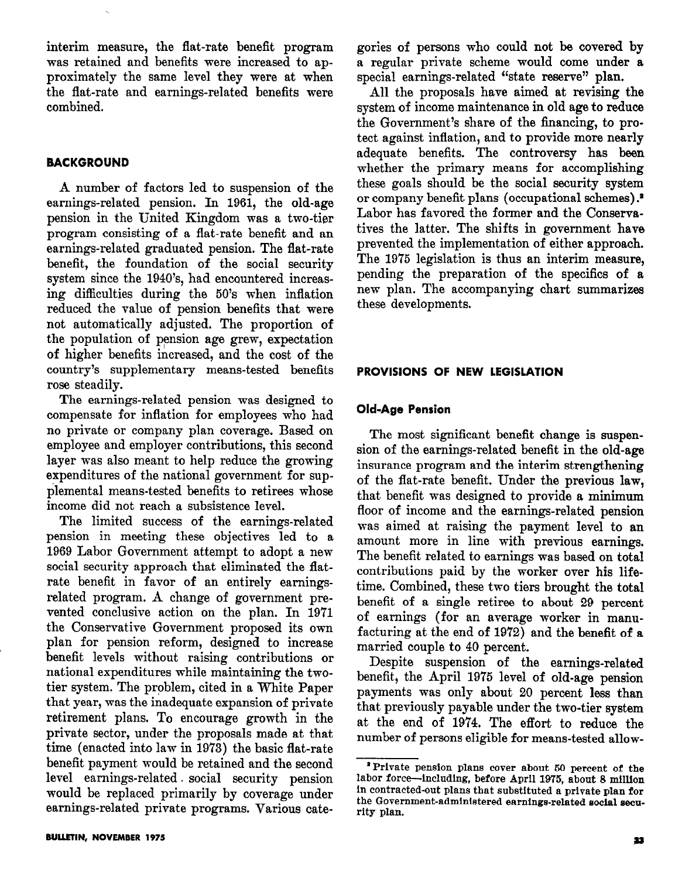interim measure, the flat-rate benefit program was retained and benefits were increased to approximately the same level they were at when the flat-rate and earnings-related benefits were combined.

## BACKGROUND

A number of factors led to suspension of the earnings-related pension. In 1961, the old-age pension in the United Kingdom was a two-tier program consisting of a flat-rate benefit and an earnings-related graduated pension. The flat-rate benefit, the foundation of the social security system since the 1940's, had encountered increasing difficulties during the 50's when inflation reduced the value of pension benefits that were not automatically adjusted. The proportion of the population of pension age grew, expectation of higher benefits increased, and the cost of the country's supplementary means-tested benefits rose steadily.

The earnings-related pension was designed to compensate for inflation for employees who had no private or company plan coverage. Based on employee and employer contributions, this second layer was also meant to help reduce the growing expenditures of the national government for supplemental means-tested benefits to retirees whose income did not reach a subsistence level.

The limited success of the earnings-related pension in meeting these objectives led to a 1969 Labor Government attempt to adopt a new social security approach that eliminated the flat-rate benefit in favor of an entirely earnings-related program. A change of government prevented conclusive action on the plan. In 1971 the Conservative Government proposed its own plan for pension reform, designed to increase benefit levels without raising contributions or national expenditures while maintaining the two-tier system. The problem, cited in a White Paper that year, was the inadequate expansion of private retirement plans. To encourage growth in the private sector, under the proposals made at that time (enacted into law in 1973) the basic flat-rate benefit payment would be retained and the second level earnings-related social security pension would be replaced primarily by coverage under earnings-related private programs. Various categories of persons who could not be covered by a regular private scheme would come under a special earnings-related "state reserve" plan.

All the proposals have aimed at revising the system of income maintenance in old age to reduce the Government's share of the financing, to protect against inflation, and to provide more nearly adequate benefits. The controversy has been whether the primary means for accomplishing these goals should be the social security system or company benefit plans (occupational schemes).[2] Labor has favored the former and the Conservatives the latter. The shifts in government have prevented the implementation of either approach. The 1975 legislation is thus an interim measure, pending the preparation of the specifics of a new plan. The accompanying chart summarizes these developments.

## PROVISIONS OF NEW LEGISLATION

### Old-Age Pension

The most significant benefit change is suspension of the earnings-related benefit in the old-age insurance program and the interim strengthening of the flat-rate benefit. Under the previous law, that benefit was designed to provide a minimum floor of income and the earnings-related pension was aimed at raising the payment level to an amount more in line with previous earnings. The benefit related to earnings was based on total contributions paid by the worker over his lifetime. Combined, these two tiers brought the total benefit of a single retiree to about 29 percent of earnings (for an average worker in manufacturing at the end of 1972) and the benefit of a married couple to 40 percent.

Despite suspension of the earnings-related benefit, the April 1975 level of old-age pension payments was only about 20 percent less than that previously payable under the two-tier system at the end of 1974. The effort to reduce the number of persons eligible for means-tested allow-

---

[2] Private pension plans cover about 50 percent of the labor force—including, before April 1975, about 8 million in contracted-out plans that substituted a private plan for the Government-administered earnings-related social security plan.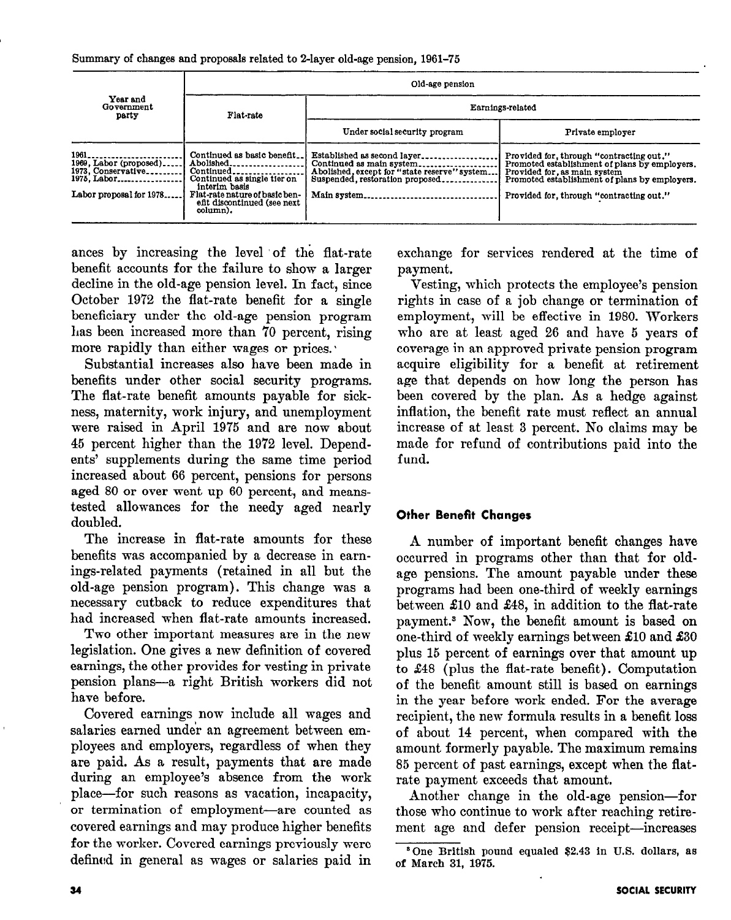Summary of changes and proposals related to 2-layer old-age pension, 1961–75

| Year and Government party | Old-age pension | | |
|---|---|---|---|
| | Flat-rate | Earnings-related | |
| | | Under social security program | Private employer |
| 1961 | Continued as basic benefit | Established as second layer | Provided for, through "contracting out." |
| 1969, Labor (proposed) | Abolished | Continued as main system | Promoted establishment of plans by employers. |
| 1973, Conservative | Continued | Abolished, except for "state reserve" system | Provided for, as main system |
| 1975, Labor | Continued as single tier on interim basis | Suspended, restoration proposed | Promoted establishment of plans by employers. |
| Labor proposal for 1978 | Flat-rate nature of basic benefit discontinued (see next column). | Main system | Provided for, through "contracting out." |

ances by increasing the level of the flat-rate benefit accounts for the failure to show a larger decline in the old-age pension level. In fact, since October 1972 the flat-rate benefit for a single beneficiary under the old-age pension program has been increased more than 70 percent, rising more rapidly than either wages or prices.

Substantial increases also have been made in benefits under other social security programs. The flat-rate benefit amounts payable for sickness, maternity, work injury, and unemployment were raised in April 1975 and are now about 45 percent higher than the 1972 level. Dependents' supplements during the same time period increased about 66 percent, pensions for persons aged 80 or over went up 60 percent, and means-tested allowances for the needy aged nearly doubled.

The increase in flat-rate amounts for these benefits was accompanied by a decrease in earnings-related payments (retained in all but the old-age pension program). This change was a necessary cutback to reduce expenditures that had increased when flat-rate amounts increased.

Two other important measures are in the new legislation. One gives a new definition of covered earnings, the other provides for vesting in private pension plans—a right British workers did not have before.

Covered earnings now include all wages and salaries earned under an agreement between employees and employers, regardless of when they are paid. As a result, payments that are made during an employee's absence from the work place—for such reasons as vacation, incapacity, or termination of employment—are counted as covered earnings and may produce higher benefits for the worker. Covered earnings previously were defined in general as wages or salaries paid in exchange for services rendered at the time of payment.

Vesting, which protects the employee's pension rights in case of a job change or termination of employment, will be effective in 1980. Workers who are at least aged 26 and have 5 years of coverage in an approved private pension program acquire eligibility for a benefit at retirement age that depends on how long the person has been covered by the plan. As a hedge against inflation, the benefit rate must reflect an annual increase of at least 3 percent. No claims may be made for refund of contributions paid into the fund.

### Other Benefit Changes

A number of important benefit changes have occurred in programs other than that for old-age pensions. The amount payable under these programs had been one-third of weekly earnings between £10 and £48, in addition to the flat-rate payment.[8] Now, the benefit amount is based on one-third of weekly earnings between £10 and £30 plus 15 percent of earnings over that amount up to £48 (plus the flat-rate benefit). Computation of the benefit amount still is based on earnings in the year before work ended. For the average recipient, the new formula results in a benefit loss of about 14 percent, when compared with the amount formerly payable. The maximum remains 85 percent of past earnings, except when the flat-rate payment exceeds that amount.

Another change in the old-age pension—for those who continue to work after reaching retirement age and defer pension receipt—increases

[8] One British pound equaled \$2.43 in U.S. dollars, as of March 31, 1975.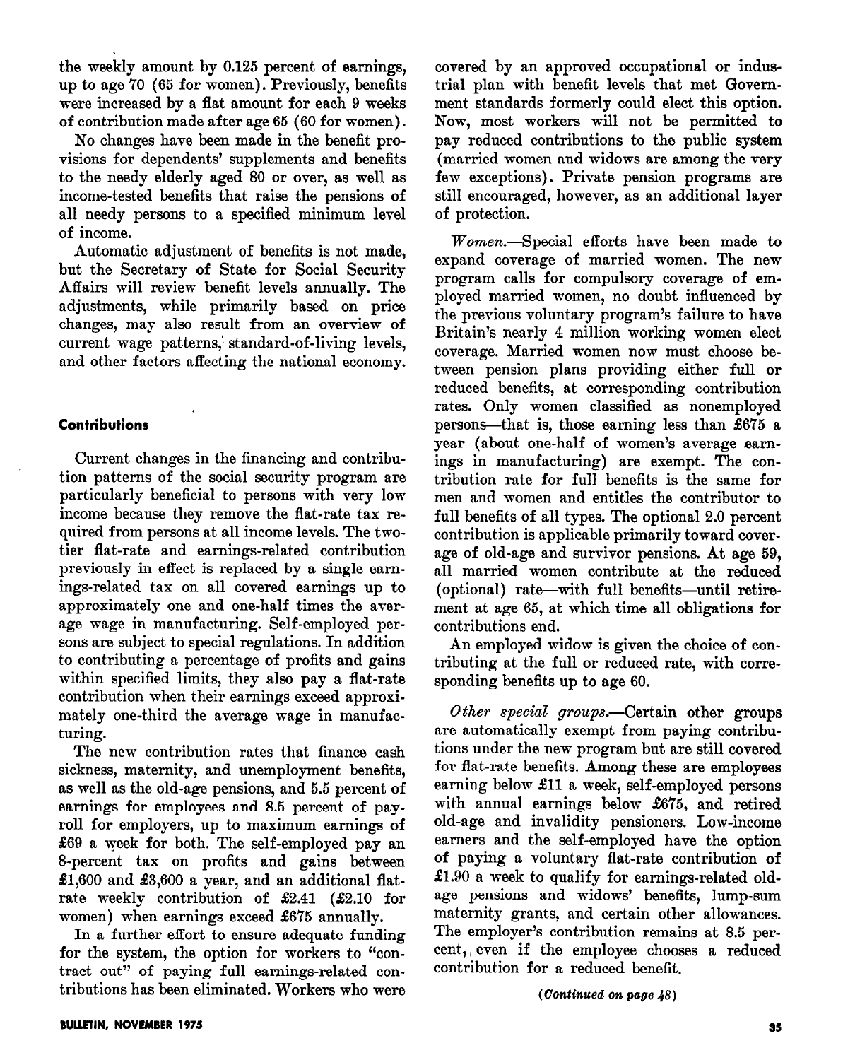the weekly amount by 0.125 percent of earnings, up to age 70 (65 for women). Previously, benefits were increased by a flat amount for each 9 weeks of contribution made after age 65 (60 for women).

No changes have been made in the benefit provisions for dependents' supplements and benefits to the needy elderly aged 80 or over, as well as income-tested benefits that raise the pensions of all needy persons to a specified minimum level of income.

Automatic adjustment of benefits is not made, but the Secretary of State for Social Security Affairs will review benefit levels annually. The adjustments, while primarily based on price changes, may also result from an overview of current wage patterns, standard-of-living levels, and other factors affecting the national economy.

#### Contributions

Current changes in the financing and contribution patterns of the social security program are particularly beneficial to persons with very low income because they remove the flat-rate tax required from persons at all income levels. The two-tier flat-rate and earnings-related contribution previously in effect is replaced by a single earnings-related tax on all covered earnings up to approximately one and one-half times the average wage in manufacturing. Self-employed persons are subject to special regulations. In addition to contributing a percentage of profits and gains within specified limits, they also pay a flat-rate contribution when their earnings exceed approximately one-third the average wage in manufacturing.

The new contribution rates that finance cash sickness, maternity, and unemployment benefits, as well as the old-age pensions, and 5.5 percent of earnings for employees and 8.5 percent of payroll for employers, up to maximum earnings of £69 a week for both. The self-employed pay an 8-percent tax on profits and gains between £1,600 and £3,600 a year, and an additional flat-rate weekly contribution of £2.41 (£2.10 for women) when earnings exceed £675 annually.

In a further effort to ensure adequate funding for the system, the option for workers to "contract out" of paying full earnings-related contributions has been eliminated. Workers who were covered by an approved occupational or industrial plan with benefit levels that met Government standards formerly could elect this option. Now, most workers will not be permitted to pay reduced contributions to the public system (married women and widows are among the very few exceptions). Private pension programs are still encouraged, however, as an additional layer of protection.

*Women.*—Special efforts have been made to expand coverage of married women. The new program calls for compulsory coverage of employed married women, no doubt influenced by the previous voluntary program's failure to have Britain's nearly 4 million working women elect coverage. Married women now must choose between pension plans providing either full or reduced benefits, at corresponding contribution rates. Only women classified as nonemployed persons—that is, those earning less than £675 a year (about one-half of women's average earnings in manufacturing) are exempt. The contribution rate for full benefits is the same for men and women and entitles the contributor to full benefits of all types. The optional 2.0 percent contribution is applicable primarily toward coverage of old-age and survivor pensions. At age 59, all married women contribute at the reduced (optional) rate—with full benefits—until retirement at age 65, at which time all obligations for contributions end.

An employed widow is given the choice of contributing at the full or reduced rate, with corresponding benefits up to age 60.

*Other special groups.*—Certain other groups are automatically exempt from paying contributions under the new program but are still covered for flat-rate benefits. Among these are employees earning below £11 a week, self-employed persons with annual earnings below £675, and retired old-age and invalidity pensioners. Low-income earners and the self-employed have the option of paying a voluntary flat-rate contribution of £1.90 a week to qualify for earnings-related old-age pensions and widows' benefits, lump-sum maternity grants, and certain other allowances. The employer's contribution remains at 8.5 percent, even if the employee chooses a reduced contribution for a reduced benefit.

*(Continued on page 48)*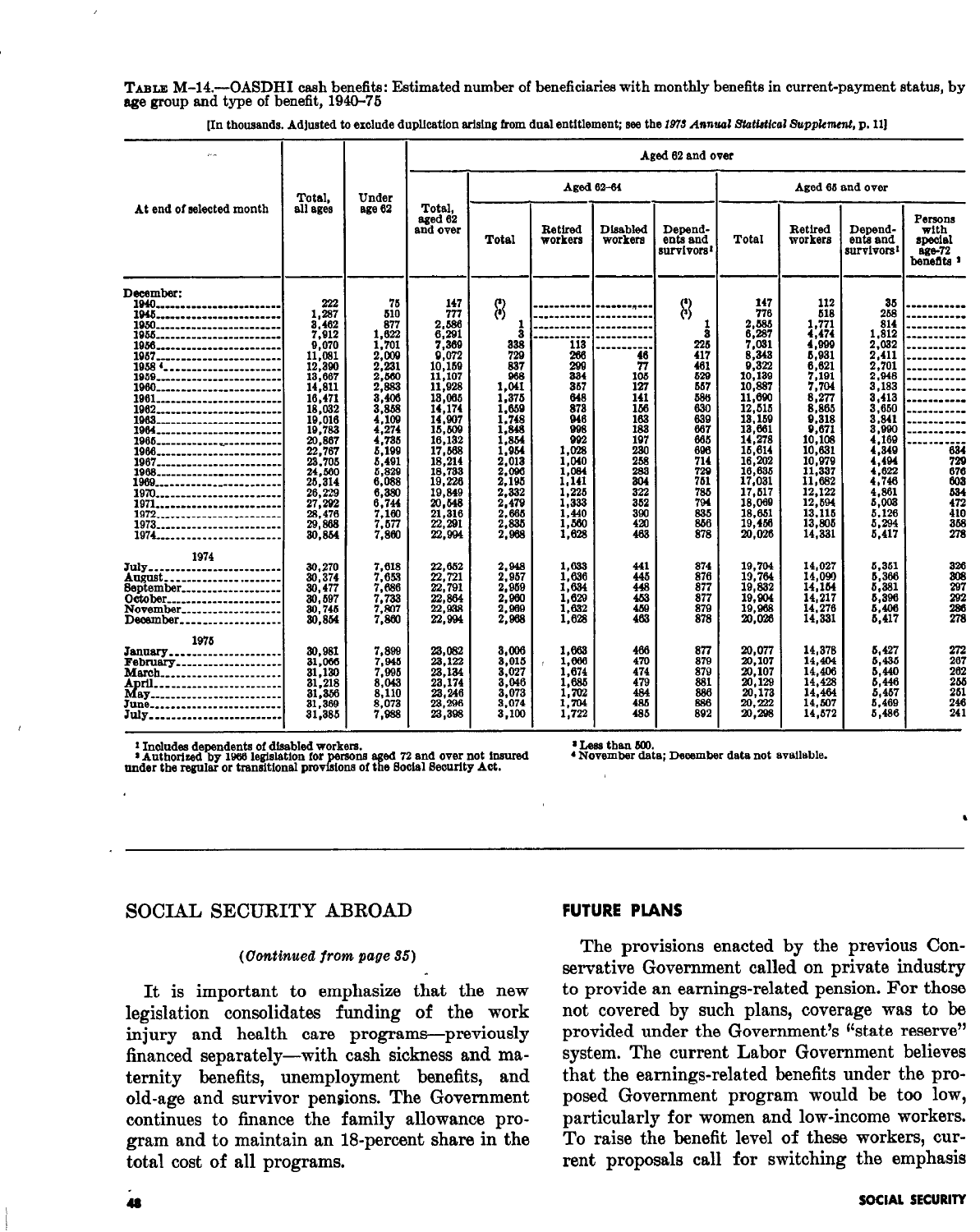TABLE M-14.—OASDHI cash benefits: Estimated number of beneficiaries with monthly benefits in current-payment status, by age group and type of benefit, 1940–75

[In thousands. Adjusted to exclude duplication arising from dual entitlement; see the *1973 Annual Statistical Supplement*, p. 11]

| At end of selected month | Total, all ages | Under age 62 | Aged 62 and over | | | | | | | | |
|---|---|---|---|---|---|---|---|---|---|---|---|
| | | | Total, aged 62 and over | Aged 62–64 | | | | Aged 65 and over | | | |
| | | | | Total | Retired workers | Disabled workers | Dependents and survivors[1] | Total | Retired workers | Dependents and survivors[1] | Persons with special age-72 benefits[2] |
| **December:** | | | | | | | | | | | |
| 1940 | 222 | 75 | 147 | (3) | | | (3) | 147 | 112 | 35 | |
| 1945 | 1,287 | 510 | 777 | (3) | | | (3) | 776 | 518 | 258 | |
| 1950 | 3,462 | 877 | 2,586 | 1 | | | 1 | 2,585 | 1,771 | 814 | |
| 1955 | 7,912 | 1,622 | 6,291 | 3 | | | 3 | 6,287 | 4,474 | 1,812 | |
| 1956 | 9,070 | 1,701 | 7,369 | 338 | 113 | | 225 | 7,031 | 4,999 | 2,032 | |
| 1957 | 11,081 | 2,009 | 9,072 | 729 | 266 | 46 | 417 | 8,343 | 5,931 | 2,411 | |
| 1958[4] | 12,390 | 2,231 | 10,159 | 837 | 299 | 77 | 461 | 9,322 | 6,621 | 2,701 | |
| 1959 | 13,667 | 2,560 | 11,107 | 968 | 334 | 105 | 529 | 10,139 | 7,191 | 2,948 | |
| 1960 | 14,811 | 2,883 | 11,928 | 1,041 | 357 | 127 | 557 | 10,887 | 7,704 | 3,183 | |
| 1961 | 16,471 | 3,406 | 13,065 | 1,375 | 648 | 141 | 586 | 11,690 | 8,277 | 3,413 | |
| 1962 | 18,032 | 3,858 | 14,174 | 1,659 | 873 | 156 | 630 | 12,515 | 8,865 | 3,650 | |
| 1963 | 19,016 | 4,109 | 14,907 | 1,748 | 946 | 163 | 639 | 13,159 | 9,318 | 3,841 | |
| 1964 | 19,783 | 4,274 | 15,509 | 1,848 | 998 | 183 | 667 | 13,661 | 9,671 | 3,990 | |
| 1965 | 20,867 | 4,735 | 16,132 | 1,854 | 992 | 197 | 665 | 14,278 | 10,108 | 4,169 | |
| 1966 | 22,767 | 5,199 | 17,568 | 1,954 | 1,028 | 230 | 696 | 15,614 | 10,631 | 4,349 | 634 |
| 1967 | 23,705 | 5,491 | 18,214 | 2,013 | 1,040 | 258 | 714 | 16,202 | 10,979 | 4,494 | 729 |
| 1968 | 24,560 | 5,829 | 18,733 | 2,098 | 1,084 | 283 | 729 | 16,635 | 11,337 | 4,622 | 676 |
| 1969 | 25,314 | 6,088 | 19,226 | 2,195 | 1,141 | 304 | 751 | 17,031 | 11,682 | 4,746 | 603 |
| 1970 | 26,229 | 6,380 | 19,849 | 2,332 | 1,225 | 322 | 785 | 17,517 | 12,122 | 4,861 | 534 |
| 1971 | 27,292 | 6,744 | 20,548 | 2,479 | 1,333 | 352 | 794 | 18,069 | 12,594 | 5,003 | 472 |
| 1972 | 28,476 | 7,160 | 21,316 | 2,665 | 1,440 | 390 | 835 | 18,651 | 13,115 | 5,126 | 410 |
| 1973 | 29,868 | 7,577 | 22,291 | 2,835 | 1,560 | 420 | 856 | 19,456 | 13,805 | 5,294 | 358 |
| 1974 | 30,854 | 7,860 | 22,994 | 2,968 | 1,628 | 463 | 878 | 20,026 | 14,331 | 5,417 | 278 |
| **1974** | | | | | | | | | | | |
| July | 30,270 | 7,618 | 22,652 | 2,948 | 1,633 | 441 | 874 | 19,704 | 14,027 | 5,351 | 326 |
| August | 30,374 | 7,653 | 22,721 | 2,957 | 1,636 | 445 | 876 | 19,764 | 14,090 | 5,366 | 308 |
| September | 30,477 | 7,686 | 22,791 | 2,959 | 1,634 | 448 | 877 | 19,832 | 14,154 | 5,381 | 297 |
| October | 30,597 | 7,733 | 22,864 | 2,960 | 1,629 | 453 | 877 | 19,904 | 14,217 | 5,396 | 292 |
| November | 30,745 | 7,807 | 22,938 | 2,969 | 1,632 | 459 | 879 | 19,968 | 14,276 | 5,406 | 286 |
| December | 30,854 | 7,860 | 22,994 | 2,968 | 1,628 | 463 | 878 | 20,026 | 14,331 | 5,417 | 278 |
| **1975** | | | | | | | | | | | |
| January | 30,981 | 7,899 | 23,082 | 3,006 | 1,663 | 466 | 877 | 20,077 | 14,378 | 5,427 | 272 |
| February | 31,066 | 7,945 | 23,122 | 3,015 | 1,666 | 470 | 879 | 20,107 | 14,404 | 5,435 | 267 |
| March | 31,130 | 7,995 | 23,134 | 3,027 | 1,674 | 474 | 879 | 20,107 | 14,406 | 5,440 | 262 |
| April | 31,218 | 8,043 | 23,174 | 3,046 | 1,685 | 479 | 881 | 20,129 | 14,428 | 5,446 | 255 |
| May | 31,356 | 8,110 | 23,246 | 3,073 | 1,702 | 484 | 886 | 20,173 | 14,464 | 5,457 | 251 |
| June | 31,369 | 8,073 | 23,296 | 3,074 | 1,704 | 485 | 886 | 20,222 | 14,507 | 5,469 | 246 |
| July | 31,385 | 7,988 | 23,398 | 3,100 | 1,722 | 485 | 892 | 20,298 | 14,572 | 5,486 | 241 |

[1] Includes dependents of disabled workers.
[2] Authorized by 1966 legislation for persons aged 72 and over not insured under the regular or transitional provisions of the Social Security Act.
[3] Less than 500.
[4] November data; December data not available.

## SOCIAL SECURITY ABROAD

*(Continued from page 35)*

It is important to emphasize that the new legislation consolidates funding of the work injury and health care programs—previously financed separately—with cash sickness and maternity benefits, unemployment benefits, and old-age and survivor pensions. The Government continues to finance the family allowance program and to maintain an 18-percent share in the total cost of all programs.

### FUTURE PLANS

The provisions enacted by the previous Conservative Government called on private industry to provide an earnings-related pension. For those not covered by such plans, coverage was to be provided under the Government's "state reserve" system. The current Labor Government believes that the earnings-related benefits under the proposed Government program would be too low, particularly for women and low-income workers. To raise the benefit level of these workers, current proposals call for switching the emphasis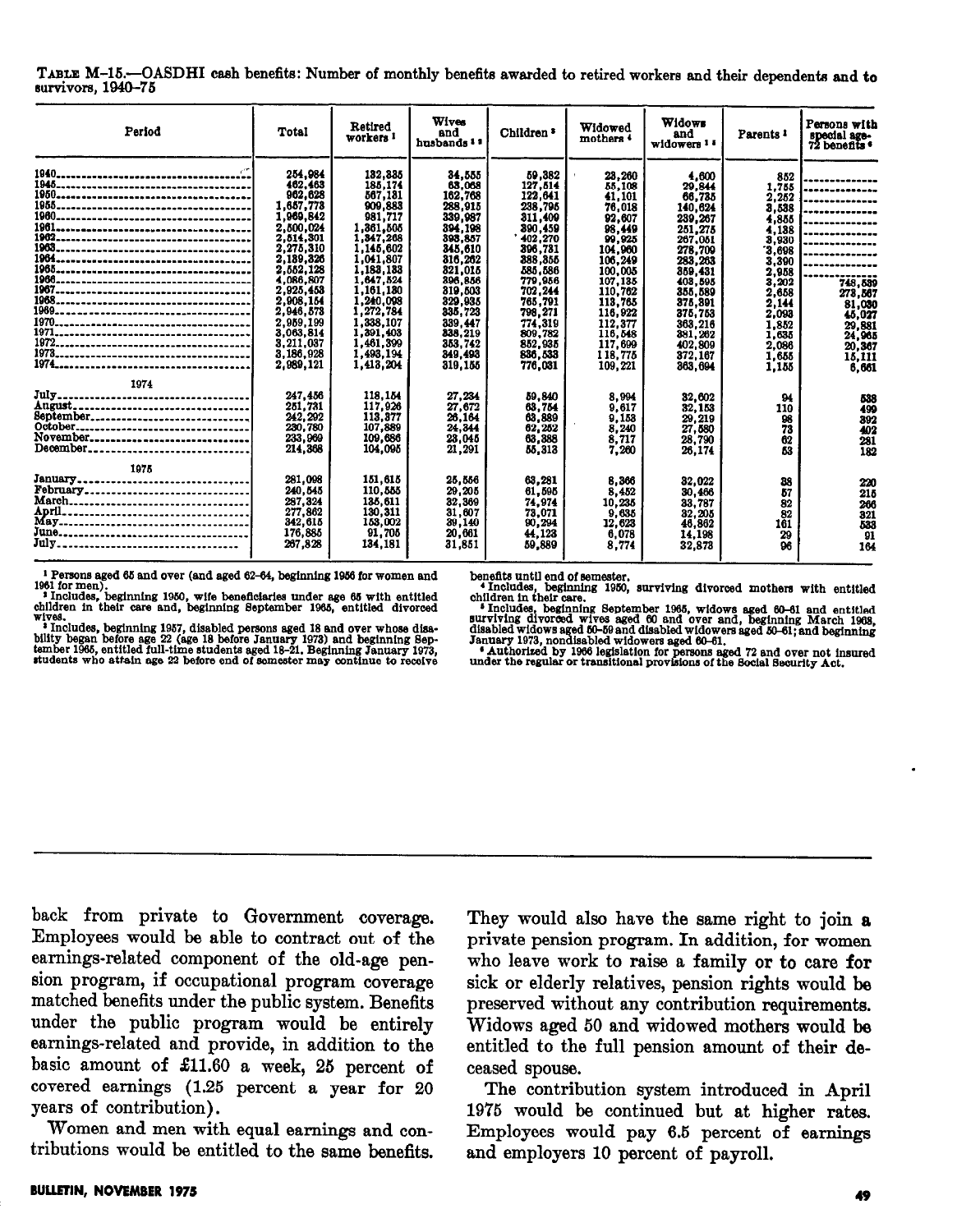TABLE M-15.—OASDHI cash benefits: Number of monthly benefits awarded to retired workers and their dependents and to survivors, 1940–75

| Period | Total | Retired workers [1] | Wives and husbands [1 2] | Children [3] | Widowed mothers [4] | Widows and widowers [1 5] | Parents [1] | Persons with special age-72 benefits [6] |
|---|---|---|---|---|---|---|---|---|
| 1940 | 254,984 | 132,335 | 34,555 | 59,382 | 23,260 | 4,600 | 852 | |
| 1945 | 462,463 | 185,174 | 63,068 | 127,514 | 55,108 | 29,844 | 1,755 | |
| 1950 | 562,623 | 567,181 | 162,768 | 122,641 | 41,101 | 66,735 | 2,252 | |
| 1955 | 1,657,773 | 909,883 | 288,915 | 238,795 | 76,018 | 140,624 | 3,538 | |
| 1960 | 1,969,842 | 981,717 | 339,987 | 311,409 | 92,607 | 239,267 | 4,855 | |
| 1961 | 2,500,024 | 1,361,505 | 394,198 | 390,459 | 98,449 | 251,275 | 4,138 | |
| 1962 | 2,514,301 | 1,347,268 | 393,857 | 402,270 | 99,925 | 267,051 | 3,930 | |
| 1963 | 2,275,310 | 1,145,602 | 345,610 | 396,731 | 104,960 | 278,709 | 3,698 | |
| 1964 | 2,139,326 | 1,041,807 | 316,262 | 388,355 | 106,249 | 283,263 | 3,390 | |
| 1965 | 2,552,128 | 1,183,133 | 321,015 | 585,586 | 100,005 | 359,431 | 2,958 | |
| 1966 | 4,086,807 | 1,647,524 | 396,856 | 779,956 | 107,135 | 403,595 | 3,202 | 748,539 |
| 1967 | 2,925,453 | 1,161,130 | 319,503 | 702,244 | 110,762 | 355,589 | 2,658 | 273,567 |
| 1968 | 2,908,154 | 1,240,098 | 329,935 | 765,791 | 113,765 | 375,391 | 2,144 | 81,030 |
| 1969 | 2,946,573 | 1,272,784 | 335,723 | 798,271 | 116,922 | 375,753 | 2,093 | 45,027 |
| 1970 | 2,959,199 | 1,338,107 | 339,447 | 774,319 | 112,377 | 363,216 | 1,852 | 29,881 |
| 1971 | 3,063,814 | 1,391,403 | 338,219 | 809,782 | 116,548 | 381,262 | 1,635 | 24,965 |
| 1972 | 3,211,037 | 1,461,399 | 353,742 | 852,935 | 117,699 | 402,809 | 2,086 | 20,367 |
| 1973 | 3,186,928 | 1,493,194 | 349,493 | 836,533 | 118,775 | 372,167 | 1,655 | 15,111 |
| 1974 | 2,989,121 | 1,413,204 | 319,155 | 776,031 | 109,221 | 363,694 | 1,155 | 6,661 |
| **1974** | | | | | | | | |
| July | 247,456 | 118,154 | 27,234 | 59,840 | 8,994 | 32,602 | 94 | 538 |
| August | 251,731 | 117,926 | 27,672 | 63,754 | 9,617 | 32,153 | 110 | 499 |
| September | 242,292 | 113,377 | 26,164 | 63,889 | 9,153 | 29,219 | 98 | 392 |
| October | 230,780 | 107,889 | 24,344 | 62,252 | 8,240 | 27,580 | 73 | 402 |
| November | 233,969 | 109,686 | 23,045 | 63,388 | 8,717 | 28,790 | 62 | 281 |
| December | 214,368 | 104,095 | 21,291 | 55,313 | 7,260 | 26,174 | 53 | 182 |
| **1975** | | | | | | | | |
| January | 281,098 | 151,615 | 25,556 | 63,281 | 8,366 | 32,022 | 38 | 220 |
| February | 240,545 | 110,555 | 29,205 | 61,595 | 8,452 | 30,466 | 57 | 215 |
| March | 287,324 | 135,611 | 32,369 | 74,974 | 10,235 | 33,787 | 82 | 266 |
| April | 277,862 | 130,311 | 31,607 | 73,071 | 9,635 | 32,205 | 82 | 321 |
| May | 342,615 | 153,002 | 39,140 | 90,294 | 12,623 | 46,862 | 161 | 533 |
| June | 176,885 | 91,705 | 20,661 | 44,123 | 6,078 | 14,198 | 29 | 91 |
| July | 267,828 | 134,181 | 31,851 | 59,889 | 8,774 | 32,873 | 96 | 164 |

[1] Persons aged 65 and over (and aged 62–64, beginning 1956 for women and 1961 for men).

[2] Includes, beginning 1950, wife beneficiaries under age 65 with entitled children in their care and, beginning September 1965, entitled divorced wives.

[3] Includes, beginning 1957, disabled persons aged 18 and over whose disability began before age 22 (age 18 before January 1973) and beginning September 1965, entitled full-time students aged 18–21. Beginning January 1973, students who attain age 22 before end of semester may continue to receive benefits until end of semester.

[4] Includes, beginning 1950, surviving divorced mothers with entitled children in their care.

[5] Includes, beginning September 1965, widows aged 60–61 and entitled surviving divorced wives aged 60 and over and, beginning March 1968, disabled widows aged 50–59 and disabled widowers aged 50–61; and beginning January 1973, nondisabled widowers aged 60–61.

[6] Authorized by 1966 legislation for persons aged 72 and over not insured under the regular or transitional provisions of the Social Security Act.

back from private to Government coverage. Employees would be able to contract out of the earnings-related component of the old-age pension program, if occupational program coverage matched benefits under the public system. Benefits under the public program would be entirely earnings-related and provide, in addition to the basic amount of £11.60 a week, 25 percent of covered earnings (1.25 percent a year for 20 years of contribution).

Women and men with equal earnings and contributions would be entitled to the same benefits. They would also have the same right to join a private pension program. In addition, for women who leave work to raise a family or to care for sick or elderly relatives, pension rights would be preserved without any contribution requirements. Widows aged 50 and widowed mothers would be entitled to the full pension amount of their deceased spouse.

The contribution system introduced in April 1975 would be continued but at higher rates. Employees would pay 6.5 percent of earnings and employers 10 percent of payroll.